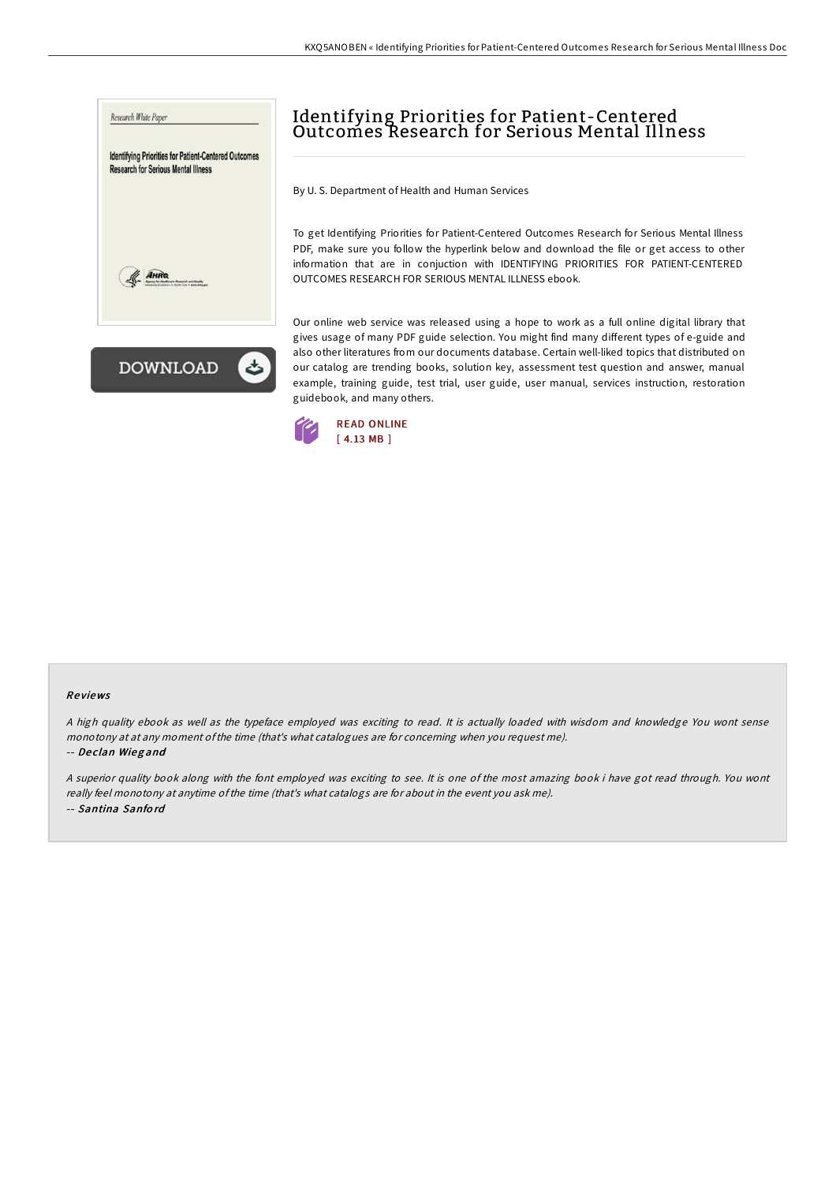# Identifying Priorities for Patient-Centered Outcomes Research for Serious Mental Illness

By U. S. Department of Health and Human Services

To get Identifying Priorities for Patient-Centered Outcomes Research for Serious Mental Illness PDF, make sure you follow the hyperlink below and download the file or get access to other information that are in conjuction with IDENTIFYING PRIORITIES FOR PATIENT-CENTERED OUTCOMES RESEARCH FOR SERIOUS MENTAL ILLNESS ebook.

Our online web service was released using a hope to work as a full online digital library that gives usage of many PDF guide selection. You might find many different types of e-guide and also other literatures from our documents database. Certain well-liked topics that distributed on our catalog are trending books, solution key, assessment test question and answer, manual example, training guide, test trial, user guide, user manual, services instruction, restoration guidebook, and many others.

READ ONLINE
[ 4.13 MB ]

### Reviews

*A high quality ebook as well as the typeface employed was exciting to read. It is actually loaded with wisdom and knowledge You wont sense monotony at at any moment of the time (that's what catalogues are for concerning when you request me).*

-- *Declan Wiegand*

*A superior quality book along with the font employed was exciting to see. It is one of the most amazing book i have got read through. You wont really feel monotony at anytime of the time (that's what catalogs are for about in the event you ask me).*

-- *Santina Sanford*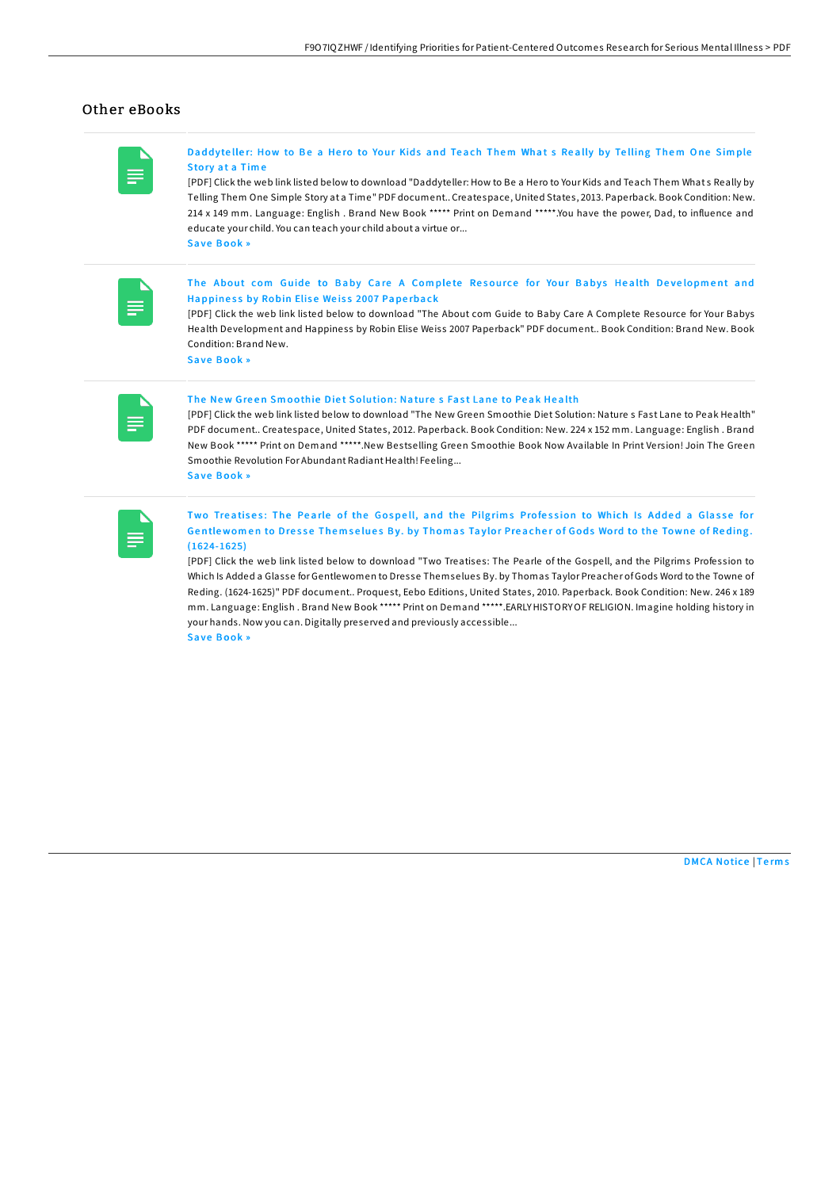## Other eBooks

### Daddyteller: How to Be a Hero to Your Kids and Teach Them What s Really by Telling Them One Simple Story at a Time

[PDF] Click the web link listed below to download "Daddyteller: How to Be a Hero to Your Kids and Teach Them What s Really by Telling Them One Simple Story at a Time" PDF document.. Createspace, United States, 2013. Paperback. Book Condition: New. 214 x 149 mm. Language: English . Brand New Book ***** Print on Demand *****.You have the power, Dad, to influence and educate your child. You can teach your child about a virtue or...

Save Book »

### The About com Guide to Baby Care A Complete Resource for Your Babys Health Development and Happiness by Robin Elise Weiss 2007 Paperback

[PDF] Click the web link listed below to download "The About com Guide to Baby Care A Complete Resource for Your Babys Health Development and Happiness by Robin Elise Weiss 2007 Paperback" PDF document.. Book Condition: Brand New. Book Condition: Brand New.

Save Book »

### The New Green Smoothie Diet Solution: Nature s Fast Lane to Peak Health

[PDF] Click the web link listed below to download "The New Green Smoothie Diet Solution: Nature s Fast Lane to Peak Health" PDF document.. Createspace, United States, 2012. Paperback. Book Condition: New. 224 x 152 mm. Language: English . Brand New Book ***** Print on Demand *****.New Bestselling Green Smoothie Book Now Available In Print Version! Join The Green Smoothie Revolution For Abundant Radiant Health! Feeling...

Save Book »

### Two Treatises: The Pearle of the Gospell, and the Pilgrims Profession to Which Is Added a Glasse for Gentlewomen to Dresse Themselues By. by Thomas Taylor Preacher of Gods Word to the Towne of Reding. (1624-1625)

[PDF] Click the web link listed below to download "Two Treatises: The Pearle of the Gospell, and the Pilgrims Profession to Which Is Added a Glasse for Gentlewomen to Dresse Themselues By. by Thomas Taylor Preacher of Gods Word to the Towne of Reding. (1624-1625)" PDF document.. Proquest, Eebo Editions, United States, 2010. Paperback. Book Condition: New. 246 x 189 mm. Language: English . Brand New Book ***** Print on Demand *****.EARLY HISTORY OF RELIGION. Imagine holding history in your hands. Now you can. Digitally preserved and previously accessible...

Save Book »